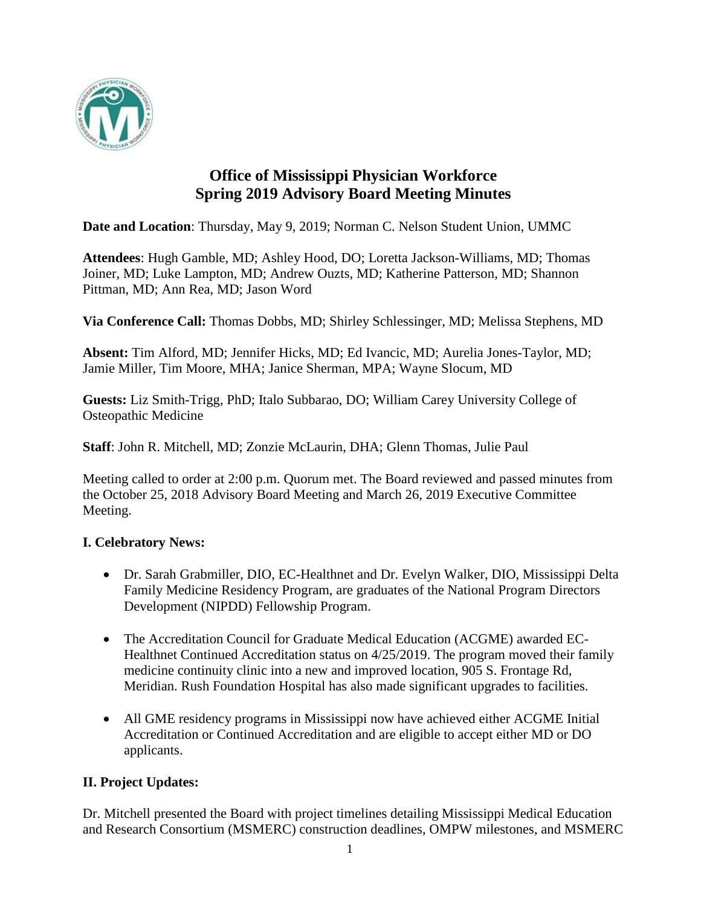# Office of Mississippi Physician Workforce
# Spring 2019 Advisory Board Meeting Minutes

**Date and Location**: Thursday, May 9, 2019; Norman C. Nelson Student Union, UMMC

**Attendees**: Hugh Gamble, MD; Ashley Hood, DO; Loretta Jackson-Williams, MD; Thomas Joiner, MD; Luke Lampton, MD; Andrew Ouzts, MD; Katherine Patterson, MD; Shannon Pittman, MD; Ann Rea, MD; Jason Word

**Via Conference Call:** Thomas Dobbs, MD; Shirley Schlessinger, MD; Melissa Stephens, MD

**Absent:** Tim Alford, MD; Jennifer Hicks, MD; Ed Ivancic, MD; Aurelia Jones-Taylor, MD; Jamie Miller, Tim Moore, MHA; Janice Sherman, MPA; Wayne Slocum, MD

**Guests:** Liz Smith-Trigg, PhD; Italo Subbarao, DO; William Carey University College of Osteopathic Medicine

**Staff**: John R. Mitchell, MD; Zonzie McLaurin, DHA; Glenn Thomas, Julie Paul

Meeting called to order at 2:00 p.m. Quorum met. The Board reviewed and passed minutes from the October 25, 2018 Advisory Board Meeting and March 26, 2019 Executive Committee Meeting.

## I. Celebratory News:

- Dr. Sarah Grabmiller, DIO, EC-Healthnet and Dr. Evelyn Walker, DIO, Mississippi Delta Family Medicine Residency Program, are graduates of the National Program Directors Development (NIPDD) Fellowship Program.
- The Accreditation Council for Graduate Medical Education (ACGME) awarded EC-Healthnet Continued Accreditation status on 4/25/2019. The program moved their family medicine continuity clinic into a new and improved location, 905 S. Frontage Rd, Meridian. Rush Foundation Hospital has also made significant upgrades to facilities.
- All GME residency programs in Mississippi now have achieved either ACGME Initial Accreditation or Continued Accreditation and are eligible to accept either MD or DO applicants.

## II. Project Updates:

Dr. Mitchell presented the Board with project timelines detailing Mississippi Medical Education and Research Consortium (MSMERC) construction deadlines, OMPW milestones, and MSMERC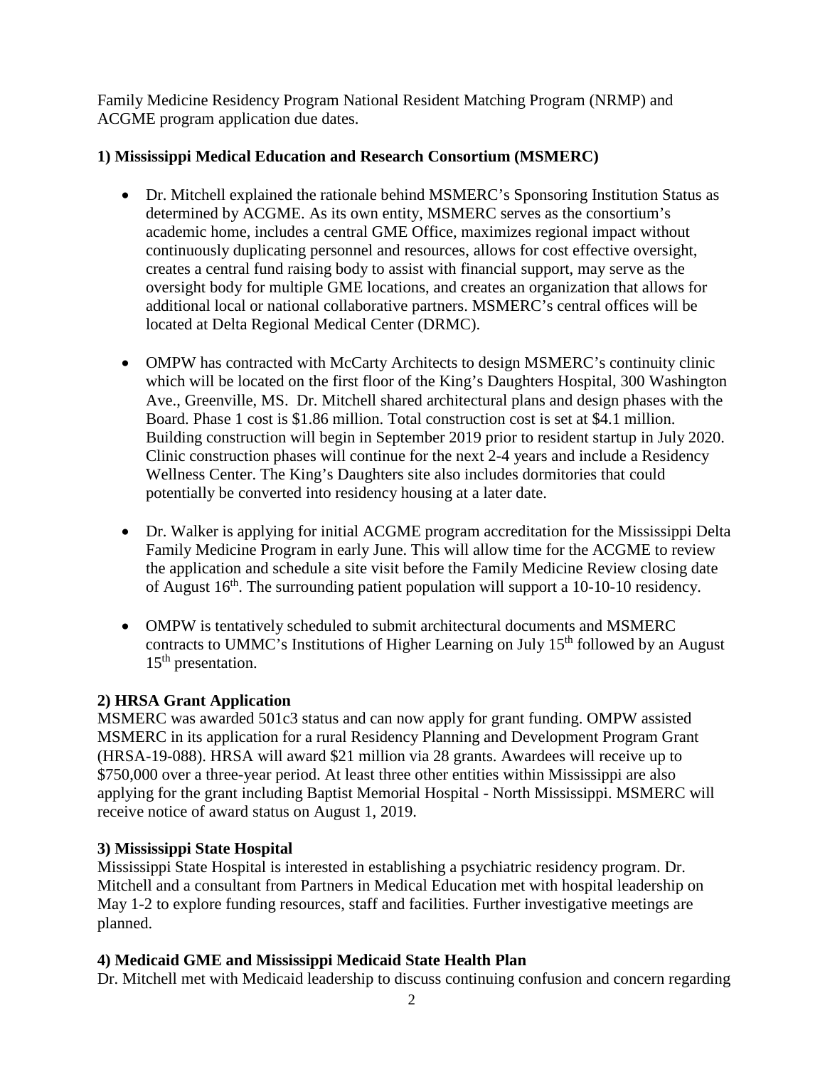Family Medicine Residency Program National Resident Matching Program (NRMP) and ACGME program application due dates.

**1) Mississippi Medical Education and Research Consortium (MSMERC)**

- Dr. Mitchell explained the rationale behind MSMERC's Sponsoring Institution Status as determined by ACGME. As its own entity, MSMERC serves as the consortium's academic home, includes a central GME Office, maximizes regional impact without continuously duplicating personnel and resources, allows for cost effective oversight, creates a central fund raising body to assist with financial support, may serve as the oversight body for multiple GME locations, and creates an organization that allows for additional local or national collaborative partners. MSMERC's central offices will be located at Delta Regional Medical Center (DRMC).

- OMPW has contracted with McCarty Architects to design MSMERC's continuity clinic which will be located on the first floor of the King's Daughters Hospital, 300 Washington Ave., Greenville, MS. Dr. Mitchell shared architectural plans and design phases with the Board. Phase 1 cost is $1.86 million. Total construction cost is set at $4.1 million. Building construction will begin in September 2019 prior to resident startup in July 2020. Clinic construction phases will continue for the next 2-4 years and include a Residency Wellness Center. The King's Daughters site also includes dormitories that could potentially be converted into residency housing at a later date.

- Dr. Walker is applying for initial ACGME program accreditation for the Mississippi Delta Family Medicine Program in early June. This will allow time for the ACGME to review the application and schedule a site visit before the Family Medicine Review closing date of August 16th. The surrounding patient population will support a 10-10-10 residency.

- OMPW is tentatively scheduled to submit architectural documents and MSMERC contracts to UMMC's Institutions of Higher Learning on July 15th followed by an August 15th presentation.

**2) HRSA Grant Application**

MSMERC was awarded 501c3 status and can now apply for grant funding. OMPW assisted MSMERC in its application for a rural Residency Planning and Development Program Grant (HRSA-19-088). HRSA will award $21 million via 28 grants. Awardees will receive up to $750,000 over a three-year period. At least three other entities within Mississippi are also applying for the grant including Baptist Memorial Hospital - North Mississippi. MSMERC will receive notice of award status on August 1, 2019.

**3) Mississippi State Hospital**

Mississippi State Hospital is interested in establishing a psychiatric residency program. Dr. Mitchell and a consultant from Partners in Medical Education met with hospital leadership on May 1-2 to explore funding resources, staff and facilities. Further investigative meetings are planned.

**4) Medicaid GME and Mississippi Medicaid State Health Plan**

Dr. Mitchell met with Medicaid leadership to discuss continuing confusion and concern regarding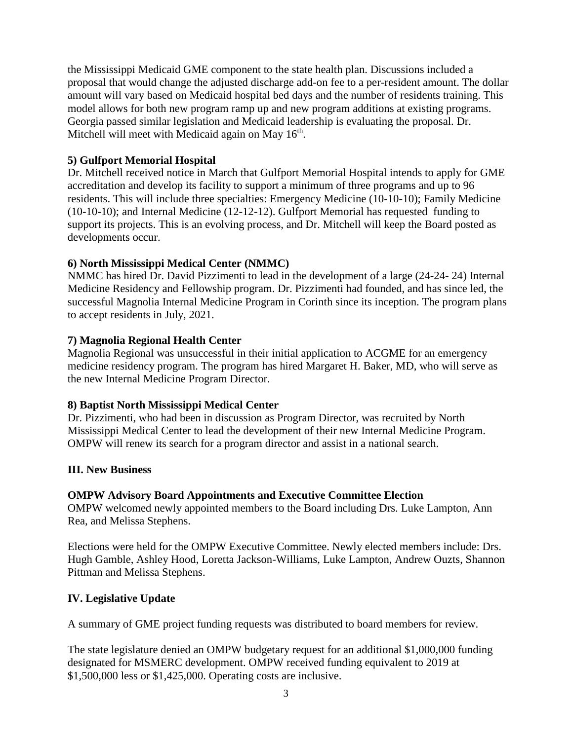the Mississippi Medicaid GME component to the state health plan. Discussions included a proposal that would change the adjusted discharge add-on fee to a per-resident amount. The dollar amount will vary based on Medicaid hospital bed days and the number of residents training. This model allows for both new program ramp up and new program additions at existing programs. Georgia passed similar legislation and Medicaid leadership is evaluating the proposal. Dr. Mitchell will meet with Medicaid again on May 16th.

**5) Gulfport Memorial Hospital**

Dr. Mitchell received notice in March that Gulfport Memorial Hospital intends to apply for GME accreditation and develop its facility to support a minimum of three programs and up to 96 residents. This will include three specialties: Emergency Medicine (10-10-10); Family Medicine (10-10-10); and Internal Medicine (12-12-12). Gulfport Memorial has requested funding to support its projects. This is an evolving process, and Dr. Mitchell will keep the Board posted as developments occur.

**6) North Mississippi Medical Center (NMMC)**

NMMC has hired Dr. David Pizzimenti to lead in the development of a large (24-24- 24) Internal Medicine Residency and Fellowship program. Dr. Pizzimenti had founded, and has since led, the successful Magnolia Internal Medicine Program in Corinth since its inception. The program plans to accept residents in July, 2021.

**7) Magnolia Regional Health Center**

Magnolia Regional was unsuccessful in their initial application to ACGME for an emergency medicine residency program. The program has hired Margaret H. Baker, MD, who will serve as the new Internal Medicine Program Director.

**8) Baptist North Mississippi Medical Center**

Dr. Pizzimenti, who had been in discussion as Program Director, was recruited by North Mississippi Medical Center to lead the development of their new Internal Medicine Program. OMPW will renew its search for a program director and assist in a national search.

**III. New Business**

**OMPW Advisory Board Appointments and Executive Committee Election**

OMPW welcomed newly appointed members to the Board including Drs. Luke Lampton, Ann Rea, and Melissa Stephens.

Elections were held for the OMPW Executive Committee. Newly elected members include: Drs. Hugh Gamble, Ashley Hood, Loretta Jackson-Williams, Luke Lampton, Andrew Ouzts, Shannon Pittman and Melissa Stephens.

**IV. Legislative Update**

A summary of GME project funding requests was distributed to board members for review.

The state legislature denied an OMPW budgetary request for an additional $1,000,000 funding designated for MSMERC development. OMPW received funding equivalent to 2019 at $1,500,000 less or $1,425,000. Operating costs are inclusive.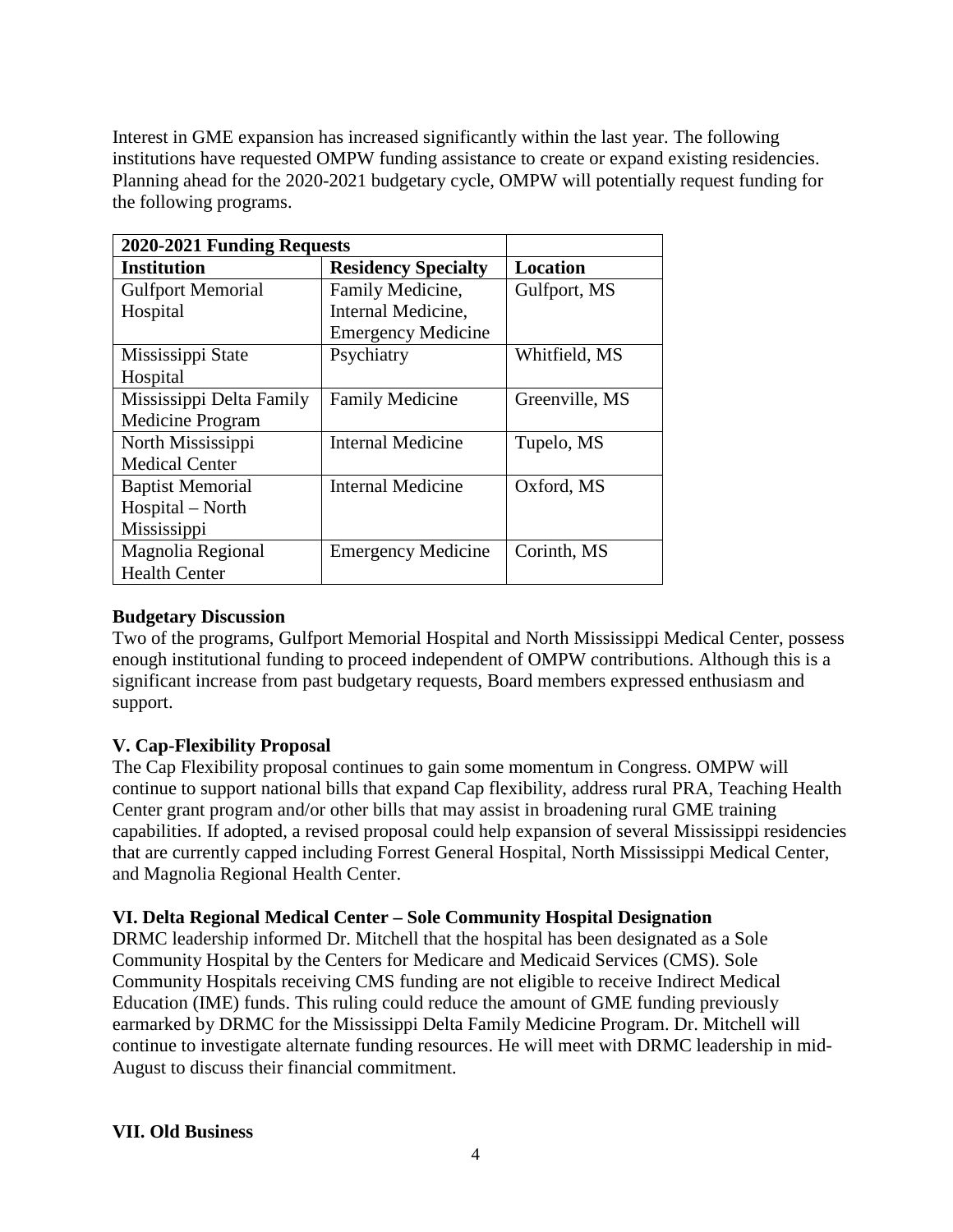Interest in GME expansion has increased significantly within the last year. The following institutions have requested OMPW funding assistance to create or expand existing residencies. Planning ahead for the 2020-2021 budgetary cycle, OMPW will potentially request funding for the following programs.

| **2020-2021 Funding Requests** | | |
|---|---|---|
| **Institution** | **Residency Specialty** | **Location** |
| Gulfport Memorial Hospital | Family Medicine, Internal Medicine, Emergency Medicine | Gulfport, MS |
| Mississippi State Hospital | Psychiatry | Whitfield, MS |
| Mississippi Delta Family Medicine Program | Family Medicine | Greenville, MS |
| North Mississippi Medical Center | Internal Medicine | Tupelo, MS |
| Baptist Memorial Hospital – North Mississippi | Internal Medicine | Oxford, MS |
| Magnolia Regional Health Center | Emergency Medicine | Corinth, MS |

**Budgetary Discussion**

Two of the programs, Gulfport Memorial Hospital and North Mississippi Medical Center, possess enough institutional funding to proceed independent of OMPW contributions. Although this is a significant increase from past budgetary requests, Board members expressed enthusiasm and support.

## V. Cap-Flexibility Proposal

The Cap Flexibility proposal continues to gain some momentum in Congress. OMPW will continue to support national bills that expand Cap flexibility, address rural PRA, Teaching Health Center grant program and/or other bills that may assist in broadening rural GME training capabilities. If adopted, a revised proposal could help expansion of several Mississippi residencies that are currently capped including Forrest General Hospital, North Mississippi Medical Center, and Magnolia Regional Health Center.

## VI. Delta Regional Medical Center – Sole Community Hospital Designation

DRMC leadership informed Dr. Mitchell that the hospital has been designated as a Sole Community Hospital by the Centers for Medicare and Medicaid Services (CMS). Sole Community Hospitals receiving CMS funding are not eligible to receive Indirect Medical Education (IME) funds. This ruling could reduce the amount of GME funding previously earmarked by DRMC for the Mississippi Delta Family Medicine Program. Dr. Mitchell will continue to investigate alternate funding resources. He will meet with DRMC leadership in mid-August to discuss their financial commitment.

## VII. Old Business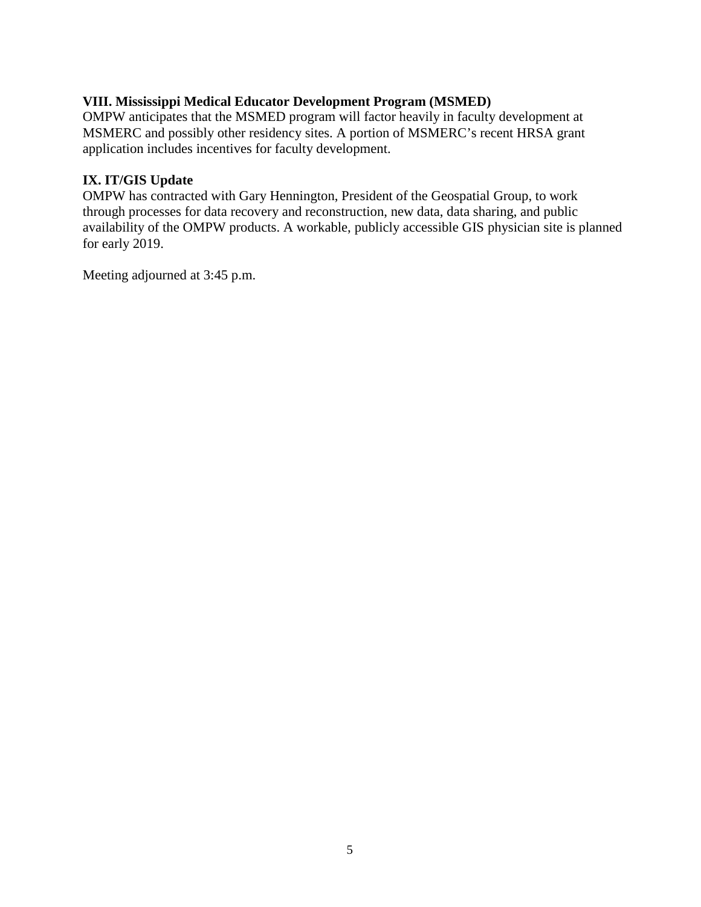**VIII. Mississippi Medical Educator Development Program (MSMED)**
OMPW anticipates that the MSMED program will factor heavily in faculty development at MSMERC and possibly other residency sites. A portion of MSMERC's recent HRSA grant application includes incentives for faculty development.

**IX. IT/GIS Update**
OMPW has contracted with Gary Hennington, President of the Geospatial Group, to work through processes for data recovery and reconstruction, new data, data sharing, and public availability of the OMPW products. A workable, publicly accessible GIS physician site is planned for early 2019.

Meeting adjourned at 3:45 p.m.